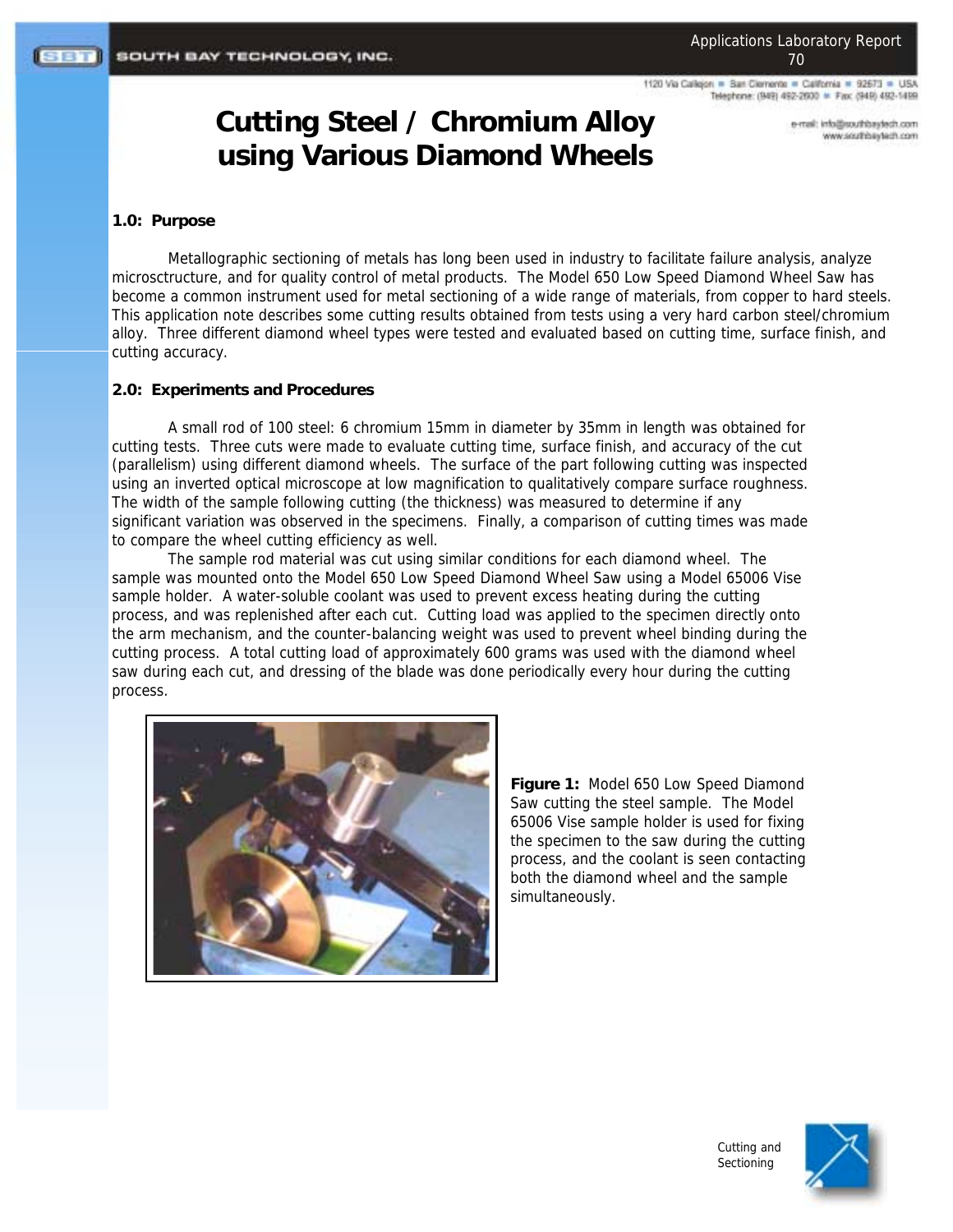# Cutting Steel / Chromium Alloy using Various Diamond Wheels

### 1.0: Purpose

Metallographic sectioning of metals has long been used in industry to facilitate failure analysis, analyze microsctructure, and for quality control of metal products. The Model 650 Low Speed Diamond Wheel Saw has become a common instrument used for metal sectioning of a wide range of materials, from copper to hard steels. This application note describes some cutting results obtained from tests using a very hard carbon steel/chromium alloy. Three different diamond wheel types were tested and evaluated based on cutting time, surface finish, and cutting accuracy.

### 2.0: Experiments and Procedures

A small rod of 100 steel: 6 chromium 15mm in diameter by 35mm in length was obtained for cutting tests. Three cuts were made to evaluate cutting time, surface finish, and accuracy of the cut (parallelism) using different diamond wheels. The surface of the part following cutting was inspected using an inverted optical microscope at low magnification to qualitatively compare surface roughness. The width of the sample following cutting (the thickness) was measured to determine if any significant variation was observed in the specimens. Finally, a comparison of cutting times was made to compare the wheel cutting efficiency as well.

The sample rod material was cut using similar conditions for each diamond wheel. The sample was mounted onto the Model 650 Low Speed Diamond Wheel Saw using a Model 65006 Vise sample holder. A water-soluble coolant was used to prevent excess heating during the cutting process, and was replenished after each cut. Cutting load was applied to the specimen directly onto the arm mechanism, and the counter-balancing weight was used to prevent wheel binding during the cutting process. A total cutting load of approximately 600 grams was used with the diamond wheel saw during each cut, and dressing of the blade was done periodically every hour during the cutting process.

**Figure 1:** Model 650 Low Speed Diamond Saw cutting the steel sample. The Model 65006 Vise sample holder is used for fixing the specimen to the saw during the cutting process, and the coolant is seen contacting both the diamond wheel and the sample simultaneously.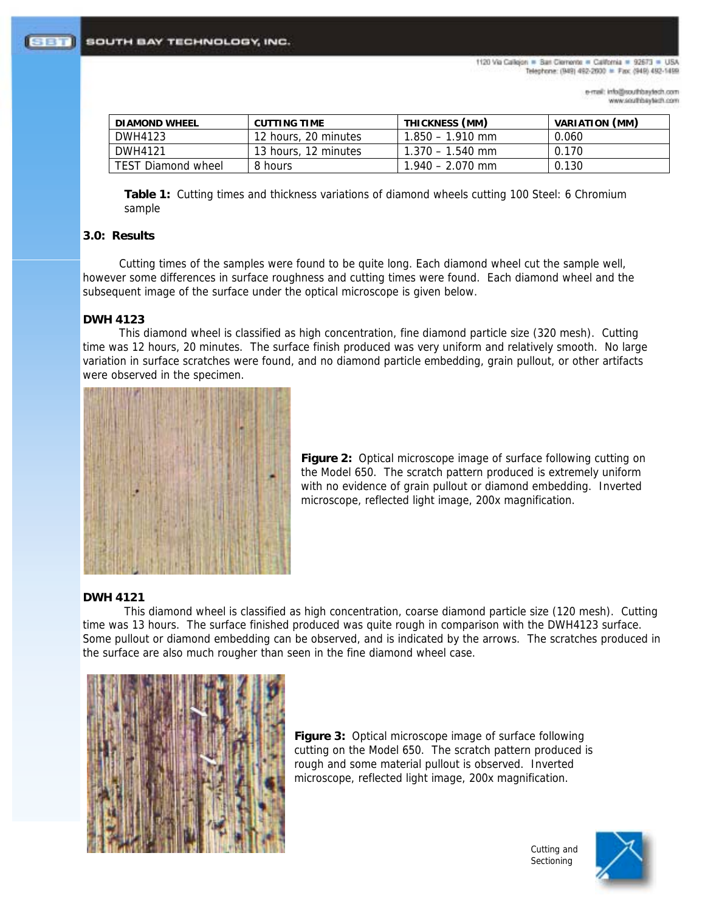| DIAMOND WHEEL | CUTTING TIME | THICKNESS (MM) | VARIATION (MM) |
|---|---|---|---|
| DWH4123 | 12 hours, 20 minutes | 1.850 – 1.910 mm | 0.060 |
| DWH4121 | 13 hours, 12 minutes | 1.370 – 1.540 mm | 0.170 |
| TEST Diamond wheel | 8 hours | 1.940 – 2.070 mm | 0.130 |

**Table 1:** Cutting times and thickness variations of diamond wheels cutting 100 Steel: 6 Chromium sample

### 3.0: Results

Cutting times of the samples were found to be quite long. Each diamond wheel cut the sample well, however some differences in surface roughness and cutting times were found. Each diamond wheel and the subsequent image of the surface under the optical microscope is given below.

**DWH 4123**

This diamond wheel is classified as high concentration, fine diamond particle size (320 mesh). Cutting time was 12 hours, 20 minutes. The surface finish produced was very uniform and relatively smooth. No large variation in surface scratches were found, and no diamond particle embedding, grain pullout, or other artifacts were observed in the specimen.

**Figure 2:** Optical microscope image of surface following cutting on the Model 650. The scratch pattern produced is extremely uniform with no evidence of grain pullout or diamond embedding. Inverted microscope, reflected light image, 200x magnification.

**DWH 4121**

This diamond wheel is classified as high concentration, coarse diamond particle size (120 mesh). Cutting time was 13 hours. The surface finished produced was quite rough in comparison with the DWH4123 surface. Some pullout or diamond embedding can be observed, and is indicated by the arrows. The scratches produced in the surface are also much rougher than seen in the fine diamond wheel case.

**Figure 3:** Optical microscope image of surface following cutting on the Model 650. The scratch pattern produced is rough and some material pullout is observed. Inverted microscope, reflected light image, 200x magnification.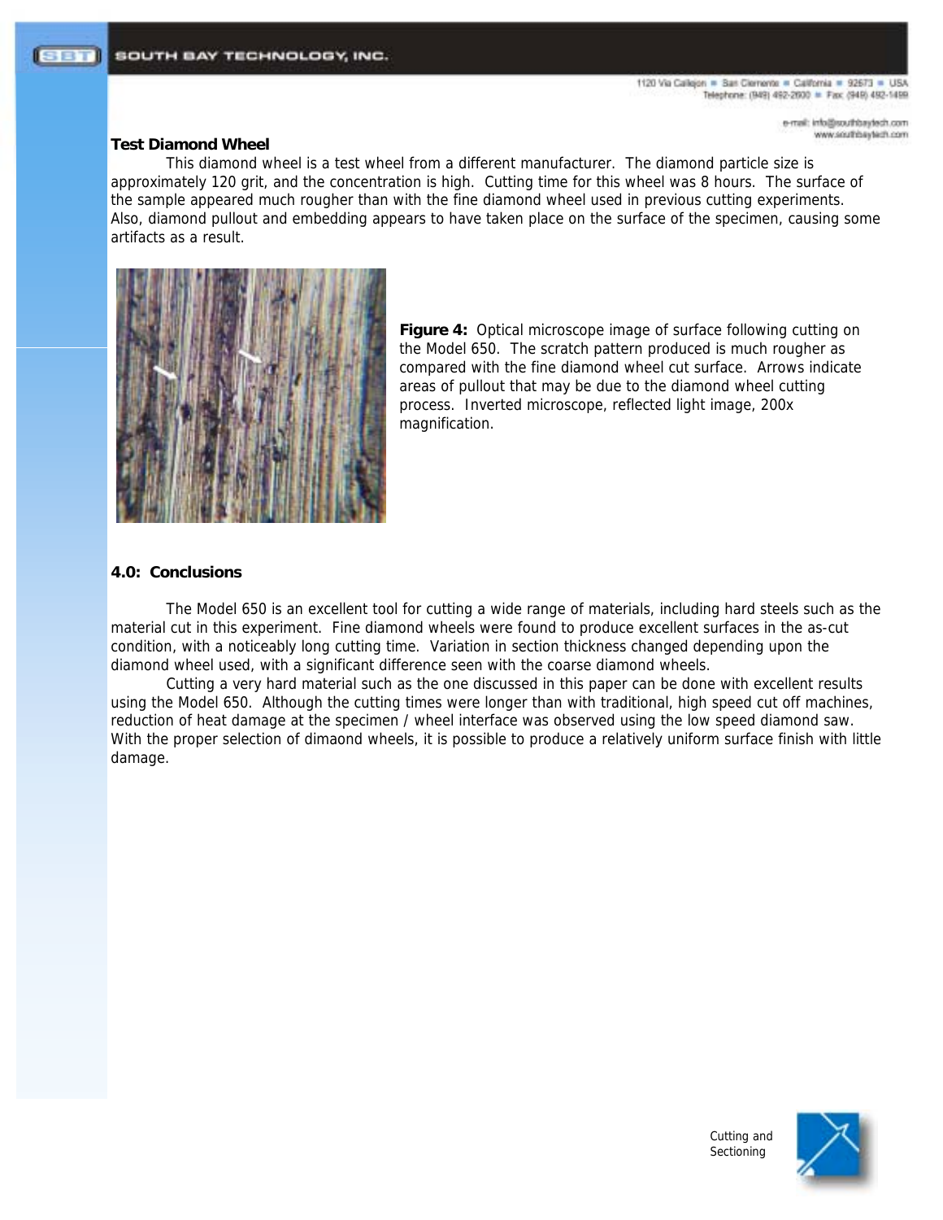### Test Diamond Wheel

This diamond wheel is a test wheel from a different manufacturer. The diamond particle size is approximately 120 grit, and the concentration is high. Cutting time for this wheel was 8 hours. The surface of the sample appeared much rougher than with the fine diamond wheel used in previous cutting experiments. Also, diamond pullout and embedding appears to have taken place on the surface of the specimen, causing some artifacts as a result.

**Figure 4:** Optical microscope image of surface following cutting on the Model 650. The scratch pattern produced is much rougher as compared with the fine diamond wheel cut surface. Arrows indicate areas of pullout that may be due to the diamond wheel cutting process. Inverted microscope, reflected light image, 200x magnification.

### 4.0: Conclusions

The Model 650 is an excellent tool for cutting a wide range of materials, including hard steels such as the material cut in this experiment. Fine diamond wheels were found to produce excellent surfaces in the as-cut condition, with a noticeably long cutting time. Variation in section thickness changed depending upon the diamond wheel used, with a significant difference seen with the coarse diamond wheels.

Cutting a very hard material such as the one discussed in this paper can be done with excellent results using the Model 650. Although the cutting times were longer than with traditional, high speed cut off machines, reduction of heat damage at the specimen / wheel interface was observed using the low speed diamond saw. With the proper selection of dimaond wheels, it is possible to produce a relatively uniform surface finish with little damage.